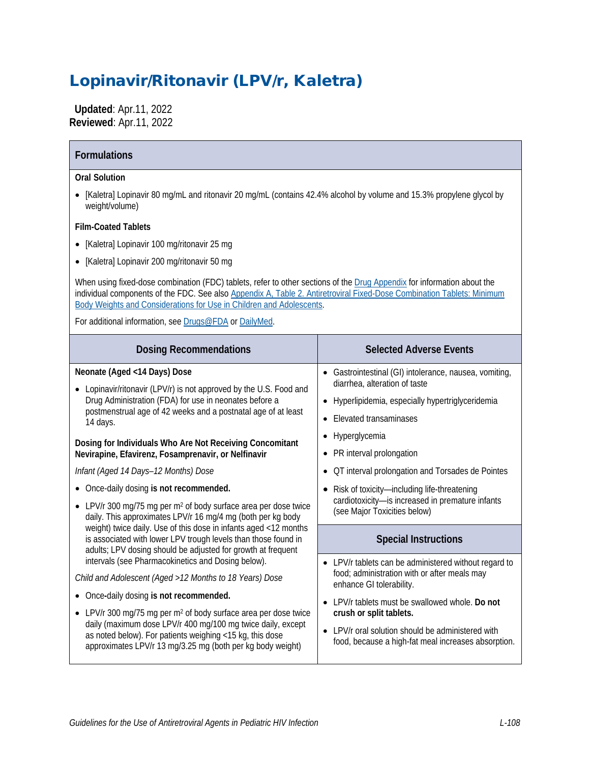# Lopinavir/Ritonavir (LPV/r, Kaletra)

**Updated**: Apr.11, 2022
**Reviewed**: Apr.11, 2022

## Formulations

**Oral Solution**

- [Kaletra] Lopinavir 80 mg/mL and ritonavir 20 mg/mL (contains 42.4% alcohol by volume and 15.3% propylene glycol by weight/volume)

**Film-Coated Tablets**

- [Kaletra] Lopinavir 100 mg/ritonavir 25 mg
- [Kaletra] Lopinavir 200 mg/ritonavir 50 mg

When using fixed-dose combination (FDC) tablets, refer to other sections of the Drug Appendix for information about the individual components of the FDC. See also Appendix A, Table 2. Antiretroviral Fixed-Dose Combination Tablets: Minimum Body Weights and Considerations for Use in Children and Adolescents.

For additional information, see Drugs@FDA or DailyMed.

## Dosing Recommendations

**Neonate (Aged <14 Days) Dose**

- Lopinavir/ritonavir (LPV/r) is not approved by the U.S. Food and Drug Administration (FDA) for use in neonates before a postmenstrual age of 42 weeks and a postnatal age of at least 14 days.

**Dosing for Individuals Who Are Not Receiving Concomitant Nevirapine, Efavirenz, Fosamprenavir, or Nelfinavir**

*Infant (Aged 14 Days–12 Months) Dose*

- Once-daily dosing **is not recommended.**
- LPV/r 300 mg/75 mg per m$^2$ of body surface area per dose twice daily. This approximates LPV/r 16 mg/4 mg (both per kg body weight) twice daily. Use of this dose in infants aged <12 months is associated with lower LPV trough levels than those found in adults; LPV dosing should be adjusted for growth at frequent intervals (see Pharmacokinetics and Dosing below).

*Child and Adolescent (Aged >12 Months to 18 Years) Dose*

- Once-daily dosing **is not recommended.**
- LPV/r 300 mg/75 mg per m$^2$ of body surface area per dose twice daily (maximum dose LPV/r 400 mg/100 mg twice daily, except as noted below). For patients weighing <15 kg, this dose approximates LPV/r 13 mg/3.25 mg (both per kg body weight)

## Selected Adverse Events

- Gastrointestinal (GI) intolerance, nausea, vomiting, diarrhea, alteration of taste
- Hyperlipidemia, especially hypertriglyceridemia
- Elevated transaminases
- Hyperglycemia
- PR interval prolongation
- QT interval prolongation and Torsades de Pointes
- Risk of toxicity—including life-threatening cardiotoxicity—is increased in premature infants (see Major Toxicities below)

## Special Instructions

- LPV/r tablets can be administered without regard to food; administration with or after meals may enhance GI tolerability.
- LPV/r tablets must be swallowed whole. **Do not crush or split tablets.**
- LPV/r oral solution should be administered with food, because a high-fat meal increases absorption.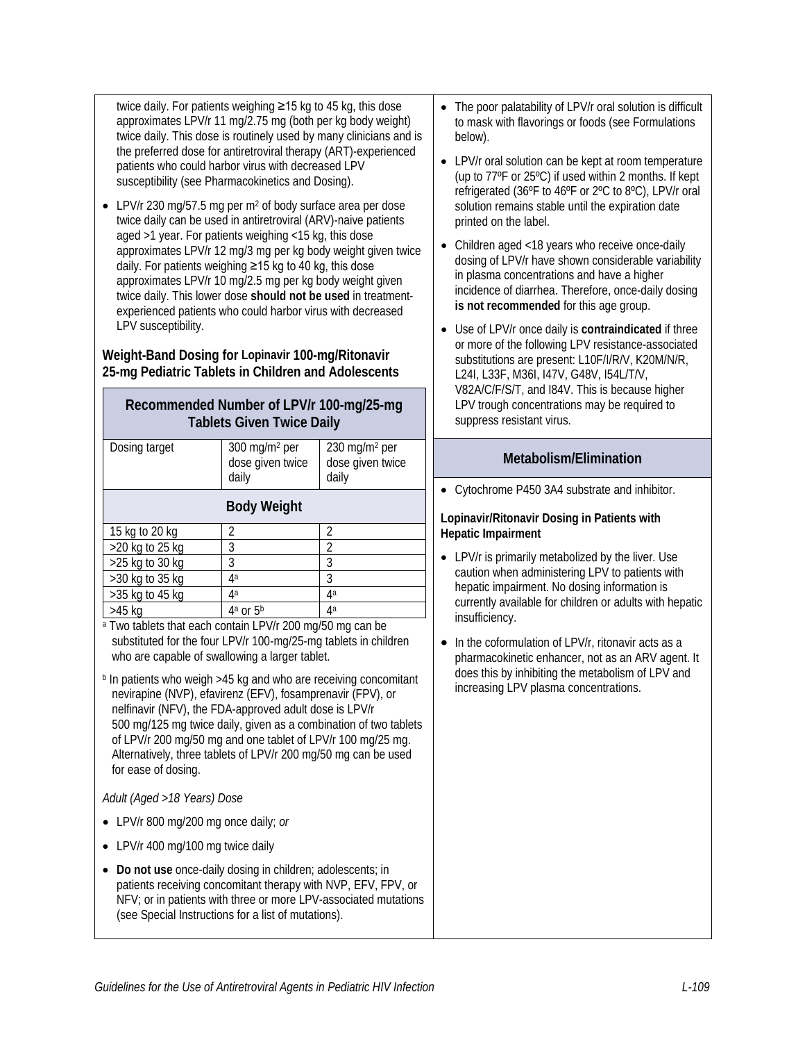twice daily. For patients weighing ≥15 kg to 45 kg, this dose approximates LPV/r 11 mg/2.75 mg (both per kg body weight) twice daily. This dose is routinely used by many clinicians and is the preferred dose for antiretroviral therapy (ART)-experienced patients who could harbor virus with decreased LPV susceptibility (see Pharmacokinetics and Dosing).

- LPV/r 230 mg/57.5 mg per m$^2$ of body surface area per dose twice daily can be used in antiretroviral (ARV)-naive patients aged >1 year. For patients weighing <15 kg, this dose approximates LPV/r 12 mg/3 mg per kg body weight given twice daily. For patients weighing ≥15 kg to 40 kg, this dose approximates LPV/r 10 mg/2.5 mg per kg body weight given twice daily. This lower dose **should not be used** in treatment-experienced patients who could harbor virus with decreased LPV susceptibility.

**Weight-Band Dosing for Lopinavir 100-mg/Ritonavir 25-mg Pediatric Tablets in Children and Adolescents**

| Recommended Number of LPV/r 100-mg/25-mg Tablets Given Twice Daily | | |
|---|---|---|
| Dosing target | 300 mg/m$^2$ per dose given twice daily | 230 mg/m$^2$ per dose given twice daily |
| **Body Weight** | | |
| 15 kg to 20 kg | 2 | 2 |
| >20 kg to 25 kg | 3 | 2 |
| >25 kg to 30 kg | 3 | 3 |
| >30 kg to 35 kg | 4[a] | 3 |
| >35 kg to 45 kg | 4[a] | 4[a] |
| >45 kg | 4[a] or 5[b] | 4[a] |

[a] Two tablets that each contain LPV/r 200 mg/50 mg can be substituted for the four LPV/r 100-mg/25-mg tablets in children who are capable of swallowing a larger tablet.

[b] In patients who weigh >45 kg and who are receiving concomitant nevirapine (NVP), efavirenz (EFV), fosamprenavir (FPV), or nelfinavir (NFV), the FDA-approved adult dose is LPV/r 500 mg/125 mg twice daily, given as a combination of two tablets of LPV/r 200 mg/50 mg and one tablet of LPV/r 100 mg/25 mg. Alternatively, three tablets of LPV/r 200 mg/50 mg can be used for ease of dosing.

*Adult (Aged >18 Years) Dose*

- LPV/r 800 mg/200 mg once daily; *or*
- LPV/r 400 mg/100 mg twice daily
- **Do not use** once-daily dosing in children; adolescents; in patients receiving concomitant therapy with NVP, EFV, FPV, or NFV; or in patients with three or more LPV-associated mutations (see Special Instructions for a list of mutations).

- The poor palatability of LPV/r oral solution is difficult to mask with flavorings or foods (see Formulations below).
- LPV/r oral solution can be kept at room temperature (up to 77ºF or 25ºC) if used within 2 months. If kept refrigerated (36ºF to 46ºF or 2ºC to 8ºC), LPV/r oral solution remains stable until the expiration date printed on the label.
- Children aged <18 years who receive once-daily dosing of LPV/r have shown considerable variability in plasma concentrations and have a higher incidence of diarrhea. Therefore, once-daily dosing **is not recommended** for this age group.
- Use of LPV/r once daily is **contraindicated** if three or more of the following LPV resistance-associated substitutions are present: L10F/I/R/V, K20M/N/R, L24I, L33F, M36I, I47V, G48V, I54L/T/V, V82A/C/F/S/T, and I84V. This is because higher LPV trough concentrations may be required to suppress resistant virus.

## Metabolism/Elimination

- Cytochrome P450 3A4 substrate and inhibitor.

**Lopinavir/Ritonavir Dosing in Patients with Hepatic Impairment**

- LPV/r is primarily metabolized by the liver. Use caution when administering LPV to patients with hepatic impairment. No dosing information is currently available for children or adults with hepatic insufficiency.
- In the coformulation of LPV/r, ritonavir acts as a pharmacokinetic enhancer, not as an ARV agent. It does this by inhibiting the metabolism of LPV and increasing LPV plasma concentrations.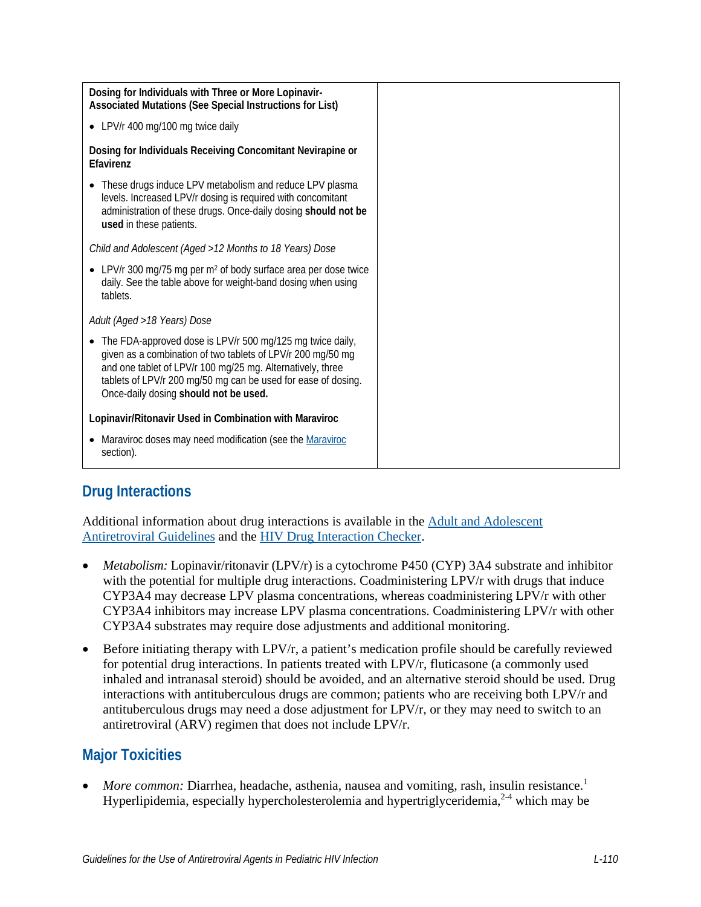| | |
|---|---|
| **Dosing for Individuals with Three or More Lopinavir-Associated Mutations (See Special Instructions for List)**<br><br>• LPV/r 400 mg/100 mg twice daily<br><br>**Dosing for Individuals Receiving Concomitant Nevirapine or Efavirenz**<br><br>• These drugs induce LPV metabolism and reduce LPV plasma levels. Increased LPV/r dosing is required with concomitant administration of these drugs. Once-daily dosing **should not be used** in these patients.<br><br>*Child and Adolescent (Aged >12 Months to 18 Years) Dose*<br><br>• LPV/r 300 mg/75 mg per $m^2$ of body surface area per dose twice daily. See the table above for weight-band dosing when using tablets.<br><br>*Adult (Aged >18 Years) Dose*<br><br>• The FDA-approved dose is LPV/r 500 mg/125 mg twice daily, given as a combination of two tablets of LPV/r 200 mg/50 mg and one tablet of LPV/r 100 mg/25 mg. Alternatively, three tablets of LPV/r 200 mg/50 mg can be used for ease of dosing. Once-daily dosing **should not be used.**<br><br>**Lopinavir/Ritonavir Used in Combination with Maraviroc**<br><br>• Maraviroc doses may need modification (see the Maraviroc section). | |

## Drug Interactions

Additional information about drug interactions is available in the Adult and Adolescent Antiretroviral Guidelines and the HIV Drug Interaction Checker.

- *Metabolism:* Lopinavir/ritonavir (LPV/r) is a cytochrome P450 (CYP) 3A4 substrate and inhibitor with the potential for multiple drug interactions. Coadministering LPV/r with drugs that induce CYP3A4 may decrease LPV plasma concentrations, whereas coadministering LPV/r with other CYP3A4 inhibitors may increase LPV plasma concentrations. Coadministering LPV/r with other CYP3A4 substrates may require dose adjustments and additional monitoring.
- Before initiating therapy with LPV/r, a patient's medication profile should be carefully reviewed for potential drug interactions. In patients treated with LPV/r, fluticasone (a commonly used inhaled and intranasal steroid) should be avoided, and an alternative steroid should be used. Drug interactions with antituberculous drugs are common; patients who are receiving both LPV/r and antituberculous drugs may need a dose adjustment for LPV/r, or they may need to switch to an antiretroviral (ARV) regimen that does not include LPV/r.

## Major Toxicities

- *More common:* Diarrhea, headache, asthenia, nausea and vomiting, rash, insulin resistance.[1] Hyperlipidemia, especially hypercholesterolemia and hypertriglyceridemia,[2-4] which may be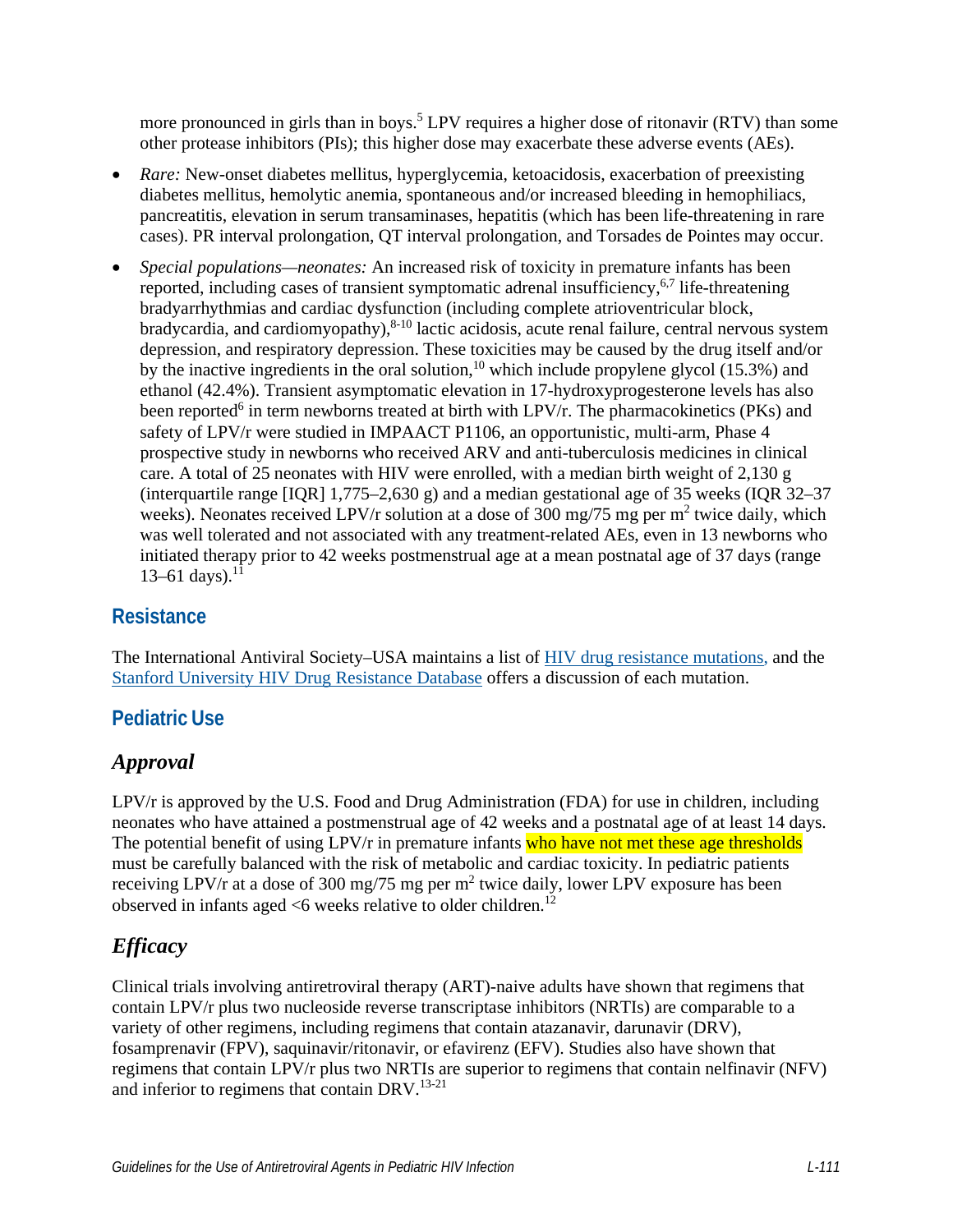more pronounced in girls than in boys.[5] LPV requires a higher dose of ritonavir (RTV) than some other protease inhibitors (PIs); this higher dose may exacerbate these adverse events (AEs).

- *Rare:* New-onset diabetes mellitus, hyperglycemia, ketoacidosis, exacerbation of preexisting diabetes mellitus, hemolytic anemia, spontaneous and/or increased bleeding in hemophiliacs, pancreatitis, elevation in serum transaminases, hepatitis (which has been life-threatening in rare cases). PR interval prolongation, QT interval prolongation, and Torsades de Pointes may occur.
- *Special populations—neonates:* An increased risk of toxicity in premature infants has been reported, including cases of transient symptomatic adrenal insufficiency,[6,7] life-threatening bradyarrhythmias and cardiac dysfunction (including complete atrioventricular block, bradycardia, and cardiomyopathy),[8-10] lactic acidosis, acute renal failure, central nervous system depression, and respiratory depression. These toxicities may be caused by the drug itself and/or by the inactive ingredients in the oral solution,[10] which include propylene glycol (15.3%) and ethanol (42.4%). Transient asymptomatic elevation in 17-hydroxyprogesterone levels has also been reported[6] in term newborns treated at birth with LPV/r. The pharmacokinetics (PKs) and safety of LPV/r were studied in IMPAACT P1106, an opportunistic, multi-arm, Phase 4 prospective study in newborns who received ARV and anti-tuberculosis medicines in clinical care. A total of 25 neonates with HIV were enrolled, with a median birth weight of 2,130 g (interquartile range [IQR] 1,775–2,630 g) and a median gestational age of 35 weeks (IQR 32–37 weeks). Neonates received LPV/r solution at a dose of 300 mg/75 mg per $m^2$ twice daily, which was well tolerated and not associated with any treatment-related AEs, even in 13 newborns who initiated therapy prior to 42 weeks postmenstrual age at a mean postnatal age of 37 days (range 13–61 days).[11]

## Resistance

The International Antiviral Society–USA maintains a list of [HIV drug resistance mutations,]() and the [Stanford University HIV Drug Resistance Database]() offers a discussion of each mutation.

## Pediatric Use

### *Approval*

LPV/r is approved by the U.S. Food and Drug Administration (FDA) for use in children, including neonates who have attained a postmenstrual age of 42 weeks and a postnatal age of at least 14 days. The potential benefit of using LPV/r in premature infants who have not met these age thresholds must be carefully balanced with the risk of metabolic and cardiac toxicity. In pediatric patients receiving LPV/r at a dose of 300 mg/75 mg per $m^2$ twice daily, lower LPV exposure has been observed in infants aged <6 weeks relative to older children.[12]

### *Efficacy*

Clinical trials involving antiretroviral therapy (ART)-naive adults have shown that regimens that contain LPV/r plus two nucleoside reverse transcriptase inhibitors (NRTIs) are comparable to a variety of other regimens, including regimens that contain atazanavir, darunavir (DRV), fosamprenavir (FPV), saquinavir/ritonavir, or efavirenz (EFV). Studies also have shown that regimens that contain LPV/r plus two NRTIs are superior to regimens that contain nelfinavir (NFV) and inferior to regimens that contain DRV.[13-21]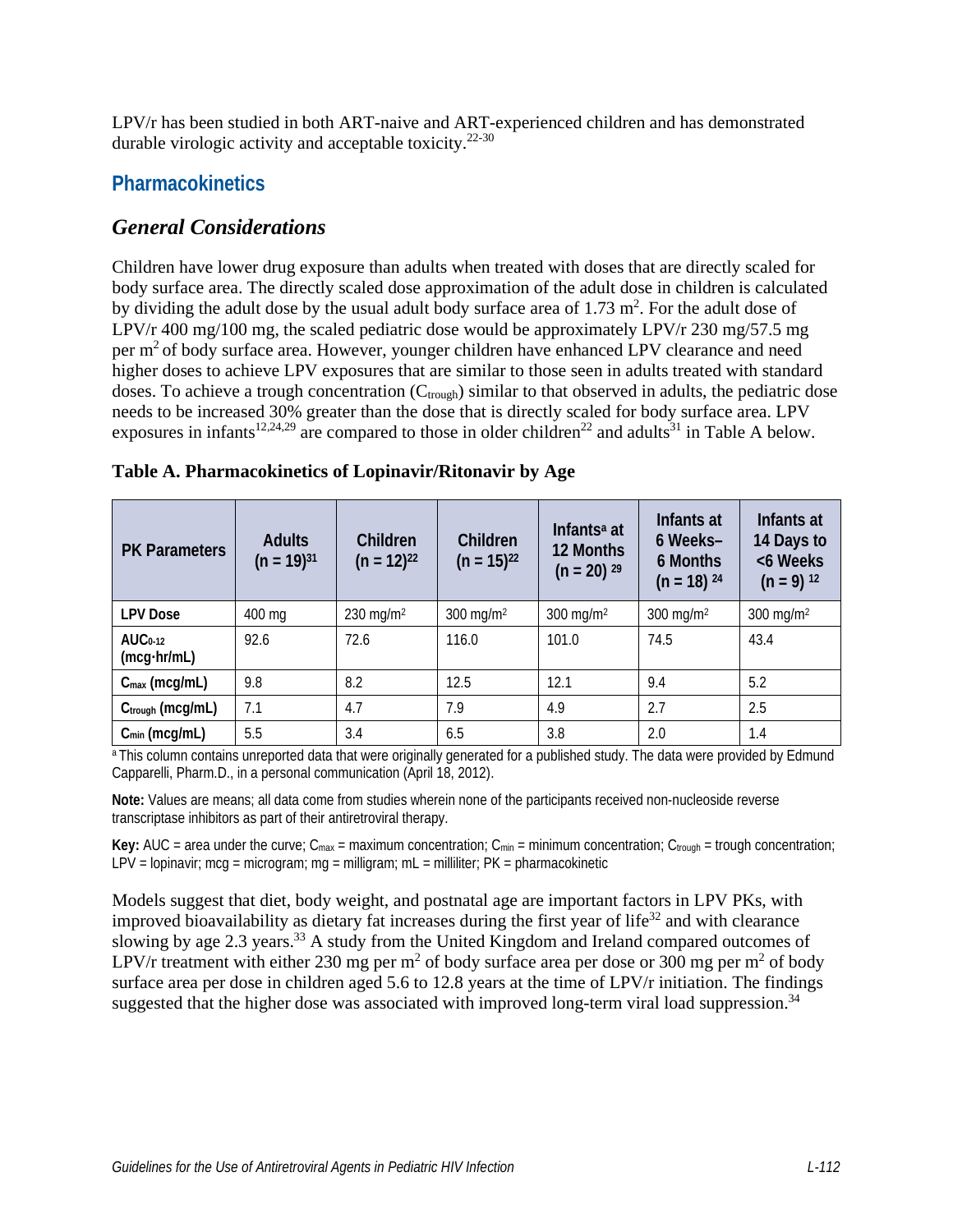LPV/r has been studied in both ART-naive and ART-experienced children and has demonstrated durable virologic activity and acceptable toxicity.[22-30]

## Pharmacokinetics

### *General Considerations*

Children have lower drug exposure than adults when treated with doses that are directly scaled for body surface area. The directly scaled dose approximation of the adult dose in children is calculated by dividing the adult dose by the usual adult body surface area of 1.73 $m^2$. For the adult dose of LPV/r 400 mg/100 mg, the scaled pediatric dose would be approximately LPV/r 230 mg/57.5 mg per $m^2$ of body surface area. However, younger children have enhanced LPV clearance and need higher doses to achieve LPV exposures that are similar to those seen in adults treated with standard doses. To achieve a trough concentration ($C_{trough}$) similar to that observed in adults, the pediatric dose needs to be increased 30% greater than the dose that is directly scaled for body surface area. LPV exposures in infants[12,24,29] are compared to those in older children[22] and adults[31] in Table A below.

**Table A. Pharmacokinetics of Lopinavir/Ritonavir by Age**

| PK Parameters | Adults (n = 19)[31] | Children (n = 12)[22] | Children (n = 15)[22] | Infants[a] at 12 Months (n = 20)[29] | Infants at 6 Weeks–6 Months (n = 18)[24] | Infants at 14 Days to <6 Weeks (n = 9)[12] |
|---|---|---|---|---|---|---|
| **LPV Dose** | 400 mg | 230 mg/m² | 300 mg/m² | 300 mg/m² | 300 mg/m² | 300 mg/m² |
| **$AUC_{0-12}$ (mcg·hr/mL)** | 92.6 | 72.6 | 116.0 | 101.0 | 74.5 | 43.4 |
| **$C_{max}$ (mcg/mL)** | 9.8 | 8.2 | 12.5 | 12.1 | 9.4 | 5.2 |
| **$C_{trough}$ (mcg/mL)** | 7.1 | 4.7 | 7.9 | 4.9 | 2.7 | 2.5 |
| **$C_{min}$ (mcg/mL)** | 5.5 | 3.4 | 6.5 | 3.8 | 2.0 | 1.4 |

[a] This column contains unreported data that were originally generated for a published study. The data were provided by Edmund Capparelli, Pharm.D., in a personal communication (April 18, 2012).

**Note:** Values are means; all data come from studies wherein none of the participants received non-nucleoside reverse transcriptase inhibitors as part of their antiretroviral therapy.

**Key:** AUC = area under the curve; $C_{max}$ = maximum concentration; $C_{min}$ = minimum concentration; $C_{trough}$ = trough concentration; LPV = lopinavir; mcg = microgram; mg = milligram; mL = milliliter; PK = pharmacokinetic

Models suggest that diet, body weight, and postnatal age are important factors in LPV PKs, with improved bioavailability as dietary fat increases during the first year of life[32] and with clearance slowing by age 2.3 years.[33] A study from the United Kingdom and Ireland compared outcomes of LPV/r treatment with either 230 mg per $m^2$ of body surface area per dose or 300 mg per $m^2$ of body surface area per dose in children aged 5.6 to 12.8 years at the time of LPV/r initiation. The findings suggested that the higher dose was associated with improved long-term viral load suppression.[34]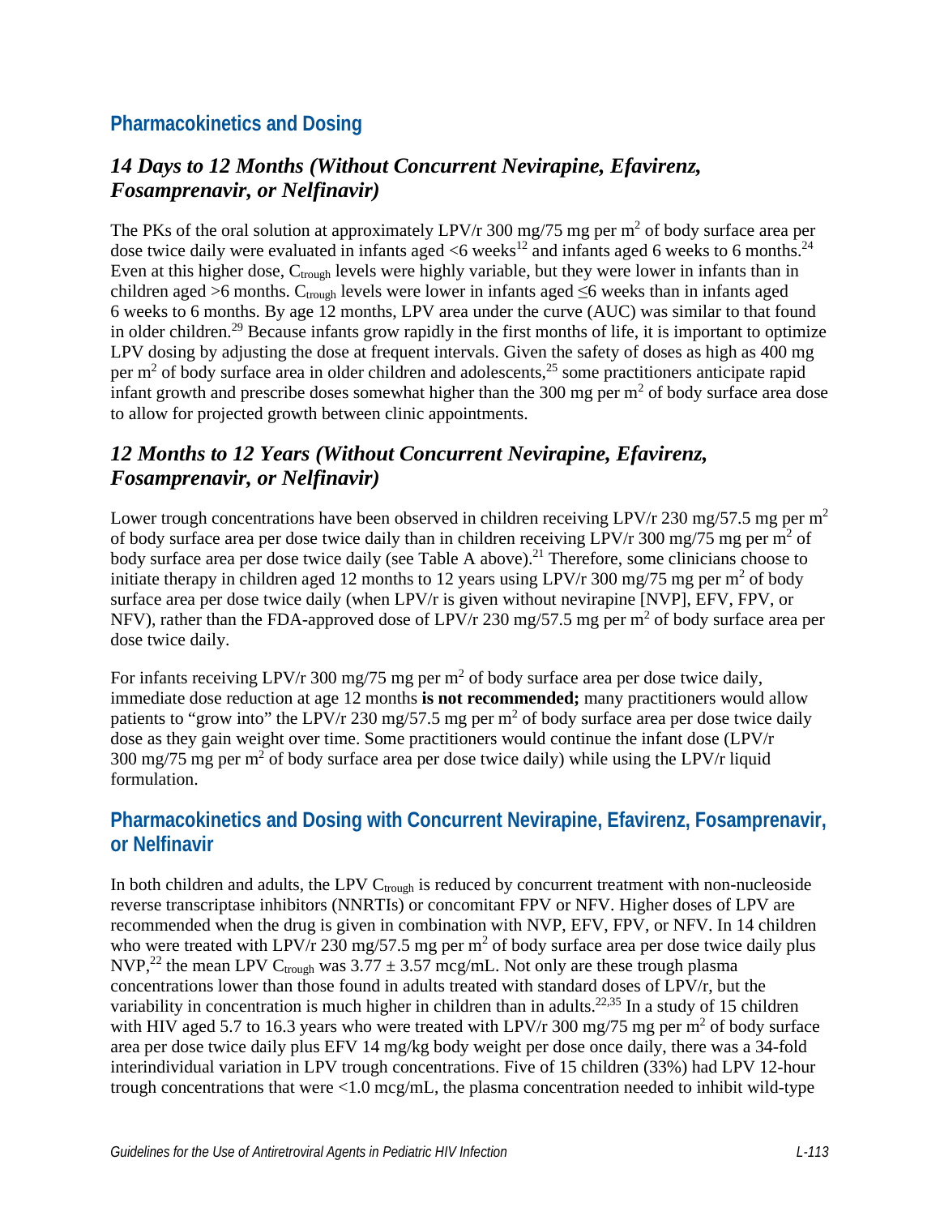## Pharmacokinetics and Dosing

### *14 Days to 12 Months (Without Concurrent Nevirapine, Efavirenz, Fosamprenavir, or Nelfinavir)*

The PKs of the oral solution at approximately LPV/r 300 mg/75 mg per $m^2$ of body surface area per dose twice daily were evaluated in infants aged <6 weeks[12] and infants aged 6 weeks to 6 months.[24] Even at this higher dose, $C_{trough}$ levels were highly variable, but they were lower in infants than in children aged >6 months. $C_{trough}$ levels were lower in infants aged ≤6 weeks than in infants aged 6 weeks to 6 months. By age 12 months, LPV area under the curve (AUC) was similar to that found in older children.[29] Because infants grow rapidly in the first months of life, it is important to optimize LPV dosing by adjusting the dose at frequent intervals. Given the safety of doses as high as 400 mg per $m^2$ of body surface area in older children and adolescents,[25] some practitioners anticipate rapid infant growth and prescribe doses somewhat higher than the 300 mg per $m^2$ of body surface area dose to allow for projected growth between clinic appointments.

### *12 Months to 12 Years (Without Concurrent Nevirapine, Efavirenz, Fosamprenavir, or Nelfinavir)*

Lower trough concentrations have been observed in children receiving LPV/r 230 mg/57.5 mg per $m^2$ of body surface area per dose twice daily than in children receiving LPV/r 300 mg/75 mg per $m^2$ of body surface area per dose twice daily (see Table A above).[21] Therefore, some clinicians choose to initiate therapy in children aged 12 months to 12 years using LPV/r 300 mg/75 mg per $m^2$ of body surface area per dose twice daily (when LPV/r is given without nevirapine [NVP], EFV, FPV, or NFV), rather than the FDA-approved dose of LPV/r 230 mg/57.5 mg per $m^2$ of body surface area per dose twice daily.

For infants receiving LPV/r 300 mg/75 mg per $m^2$ of body surface area per dose twice daily, immediate dose reduction at age 12 months **is not recommended;** many practitioners would allow patients to "grow into" the LPV/r 230 mg/57.5 mg per $m^2$ of body surface area per dose twice daily dose as they gain weight over time. Some practitioners would continue the infant dose (LPV/r 300 mg/75 mg per $m^2$ of body surface area per dose twice daily) while using the LPV/r liquid formulation.

## Pharmacokinetics and Dosing with Concurrent Nevirapine, Efavirenz, Fosamprenavir, or Nelfinavir

In both children and adults, the LPV $C_{trough}$ is reduced by concurrent treatment with non-nucleoside reverse transcriptase inhibitors (NNRTIs) or concomitant FPV or NFV. Higher doses of LPV are recommended when the drug is given in combination with NVP, EFV, FPV, or NFV. In 14 children who were treated with LPV/r 230 mg/57.5 mg per $m^2$ of body surface area per dose twice daily plus NVP,[22] the mean LPV $C_{trough}$ was 3.77 ± 3.57 mcg/mL. Not only are these trough plasma concentrations lower than those found in adults treated with standard doses of LPV/r, but the variability in concentration is much higher in children than in adults.[22,35] In a study of 15 children with HIV aged 5.7 to 16.3 years who were treated with LPV/r 300 mg/75 mg per $m^2$ of body surface area per dose twice daily plus EFV 14 mg/kg body weight per dose once daily, there was a 34-fold interindividual variation in LPV trough concentrations. Five of 15 children (33%) had LPV 12-hour trough concentrations that were <1.0 mcg/mL, the plasma concentration needed to inhibit wild-type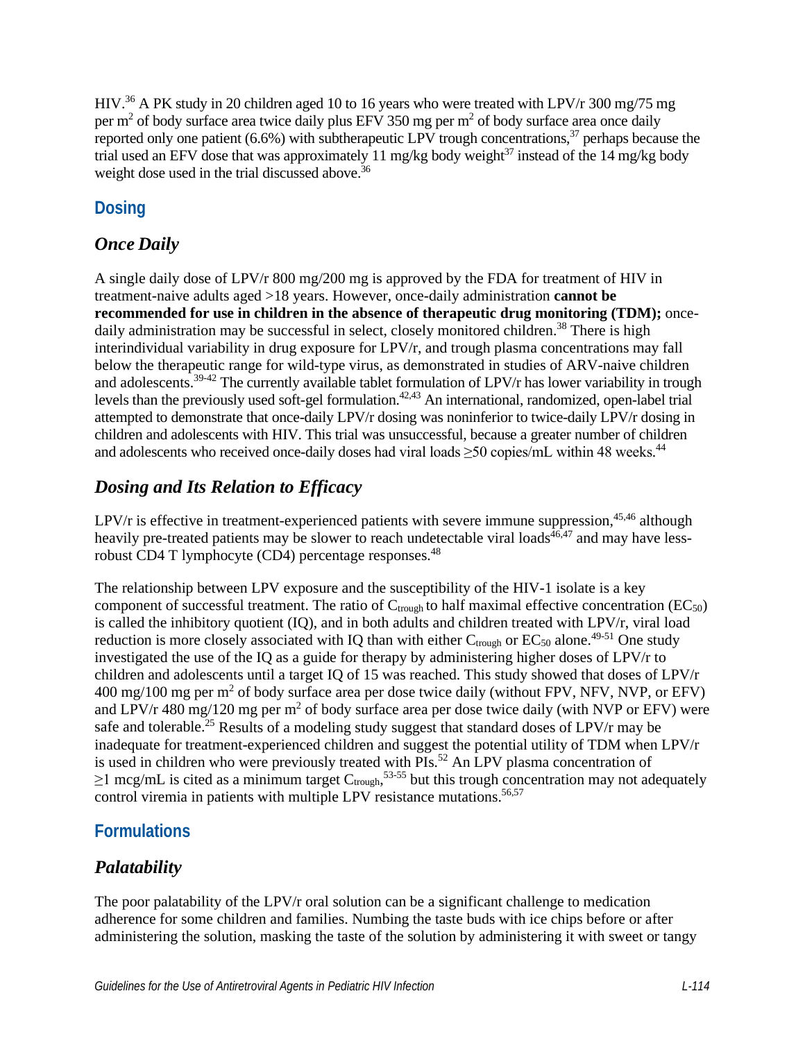HIV.[36] A PK study in 20 children aged 10 to 16 years who were treated with LPV/r 300 mg/75 mg per $m^2$ of body surface area twice daily plus EFV 350 mg per $m^2$ of body surface area once daily reported only one patient (6.6%) with subtherapeutic LPV trough concentrations,[37] perhaps because the trial used an EFV dose that was approximately 11 mg/kg body weight[37] instead of the 14 mg/kg body weight dose used in the trial discussed above.[36]

## Dosing

### *Once Daily*

A single daily dose of LPV/r 800 mg/200 mg is approved by the FDA for treatment of HIV in treatment-naive adults aged >18 years. However, once-daily administration **cannot be recommended for use in children in the absence of therapeutic drug monitoring (TDM);** once-daily administration may be successful in select, closely monitored children.[38] There is high interindividual variability in drug exposure for LPV/r, and trough plasma concentrations may fall below the therapeutic range for wild-type virus, as demonstrated in studies of ARV-naive children and adolescents.[39-42] The currently available tablet formulation of LPV/r has lower variability in trough levels than the previously used soft-gel formulation.[42,43] An international, randomized, open-label trial attempted to demonstrate that once-daily LPV/r dosing was noninferior to twice-daily LPV/r dosing in children and adolescents with HIV. This trial was unsuccessful, because a greater number of children and adolescents who received once-daily doses had viral loads ≥50 copies/mL within 48 weeks.[44]

### *Dosing and Its Relation to Efficacy*

LPV/r is effective in treatment-experienced patients with severe immune suppression,[45,46] although heavily pre-treated patients may be slower to reach undetectable viral loads[46,47] and may have less-robust CD4 T lymphocyte (CD4) percentage responses.[48]

The relationship between LPV exposure and the susceptibility of the HIV-1 isolate is a key component of successful treatment. The ratio of $C_{trough}$ to half maximal effective concentration ($EC_{50}$) is called the inhibitory quotient (IQ), and in both adults and children treated with LPV/r, viral load reduction is more closely associated with IQ than with either $C_{trough}$ or $EC_{50}$ alone.[49-51] One study investigated the use of the IQ as a guide for therapy by administering higher doses of LPV/r to children and adolescents until a target IQ of 15 was reached. This study showed that doses of LPV/r 400 mg/100 mg per $m^2$ of body surface area per dose twice daily (without FPV, NFV, NVP, or EFV) and LPV/r 480 mg/120 mg per $m^2$ of body surface area per dose twice daily (with NVP or EFV) were safe and tolerable.[25] Results of a modeling study suggest that standard doses of LPV/r may be inadequate for treatment-experienced children and suggest the potential utility of TDM when LPV/r is used in children who were previously treated with PIs.[52] An LPV plasma concentration of ≥1 mcg/mL is cited as a minimum target $C_{trough}$,[53-55] but this trough concentration may not adequately control viremia in patients with multiple LPV resistance mutations.[56,57]

## Formulations

### *Palatability*

The poor palatability of the LPV/r oral solution can be a significant challenge to medication adherence for some children and families. Numbing the taste buds with ice chips before or after administering the solution, masking the taste of the solution by administering it with sweet or tangy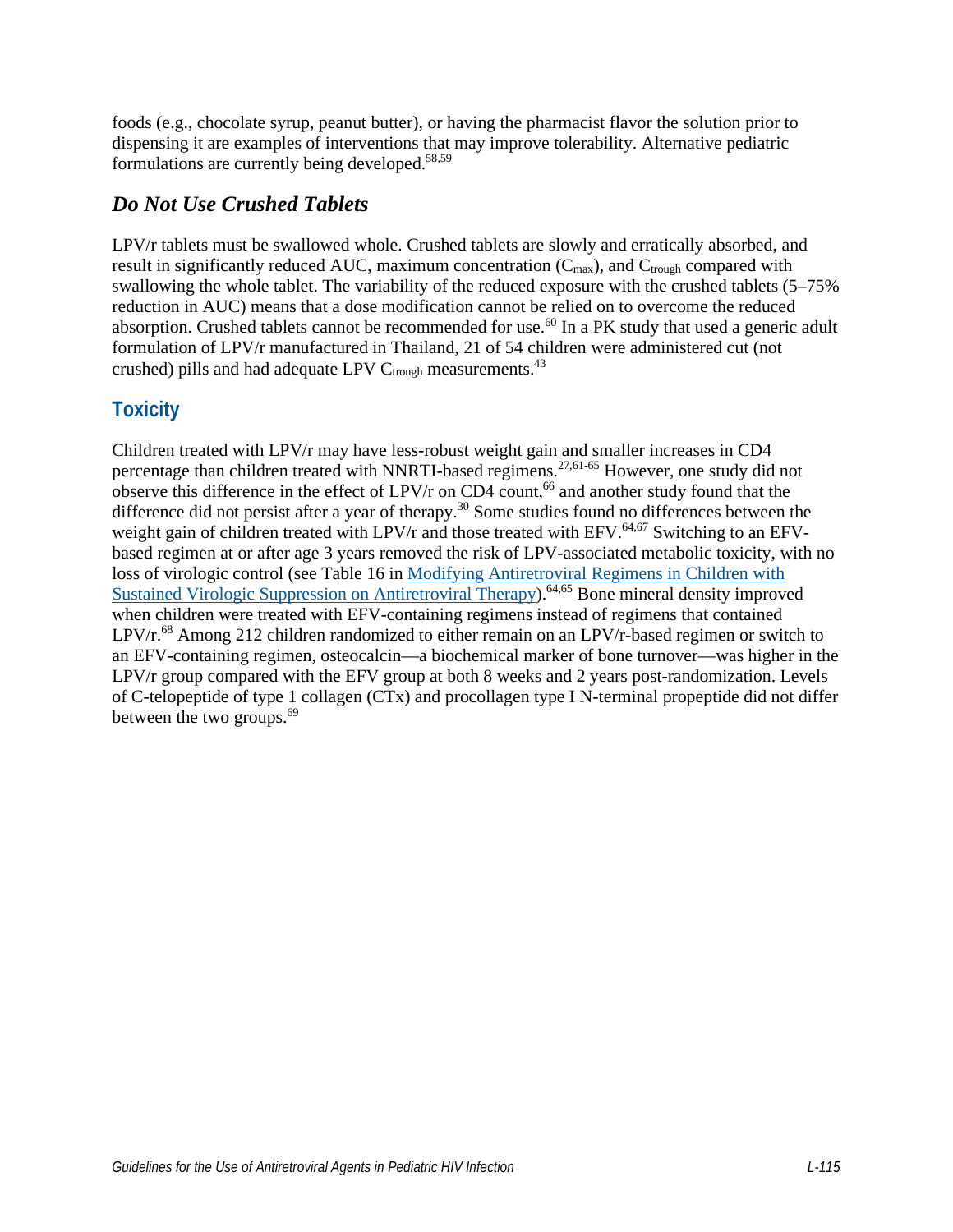foods (e.g., chocolate syrup, peanut butter), or having the pharmacist flavor the solution prior to dispensing it are examples of interventions that may improve tolerability. Alternative pediatric formulations are currently being developed.[58,59]

### *Do Not Use Crushed Tablets*

LPV/r tablets must be swallowed whole. Crushed tablets are slowly and erratically absorbed, and result in significantly reduced AUC, maximum concentration ($C_{max}$), and $C_{trough}$ compared with swallowing the whole tablet. The variability of the reduced exposure with the crushed tablets (5–75% reduction in AUC) means that a dose modification cannot be relied on to overcome the reduced absorption. Crushed tablets cannot be recommended for use.[60] In a PK study that used a generic adult formulation of LPV/r manufactured in Thailand, 21 of 54 children were administered cut (not crushed) pills and had adequate LPV $C_{trough}$ measurements.[43]

## Toxicity

Children treated with LPV/r may have less-robust weight gain and smaller increases in CD4 percentage than children treated with NNRTI-based regimens.[27,61-65] However, one study did not observe this difference in the effect of LPV/r on CD4 count,[66] and another study found that the difference did not persist after a year of therapy.[30] Some studies found no differences between the weight gain of children treated with LPV/r and those treated with EFV.[64,67] Switching to an EFV-based regimen at or after age 3 years removed the risk of LPV-associated metabolic toxicity, with no loss of virologic control (see Table 16 in [Modifying Antiretroviral Regimens in Children with Sustained Virologic Suppression on Antiretroviral Therapy]).[64,65] Bone mineral density improved when children were treated with EFV-containing regimens instead of regimens that contained LPV/r.[68] Among 212 children randomized to either remain on an LPV/r-based regimen or switch to an EFV-containing regimen, osteocalcin—a biochemical marker of bone turnover—was higher in the LPV/r group compared with the EFV group at both 8 weeks and 2 years post-randomization. Levels of C-telopeptide of type 1 collagen (CTx) and procollagen type I N-terminal propeptide did not differ between the two groups.[69]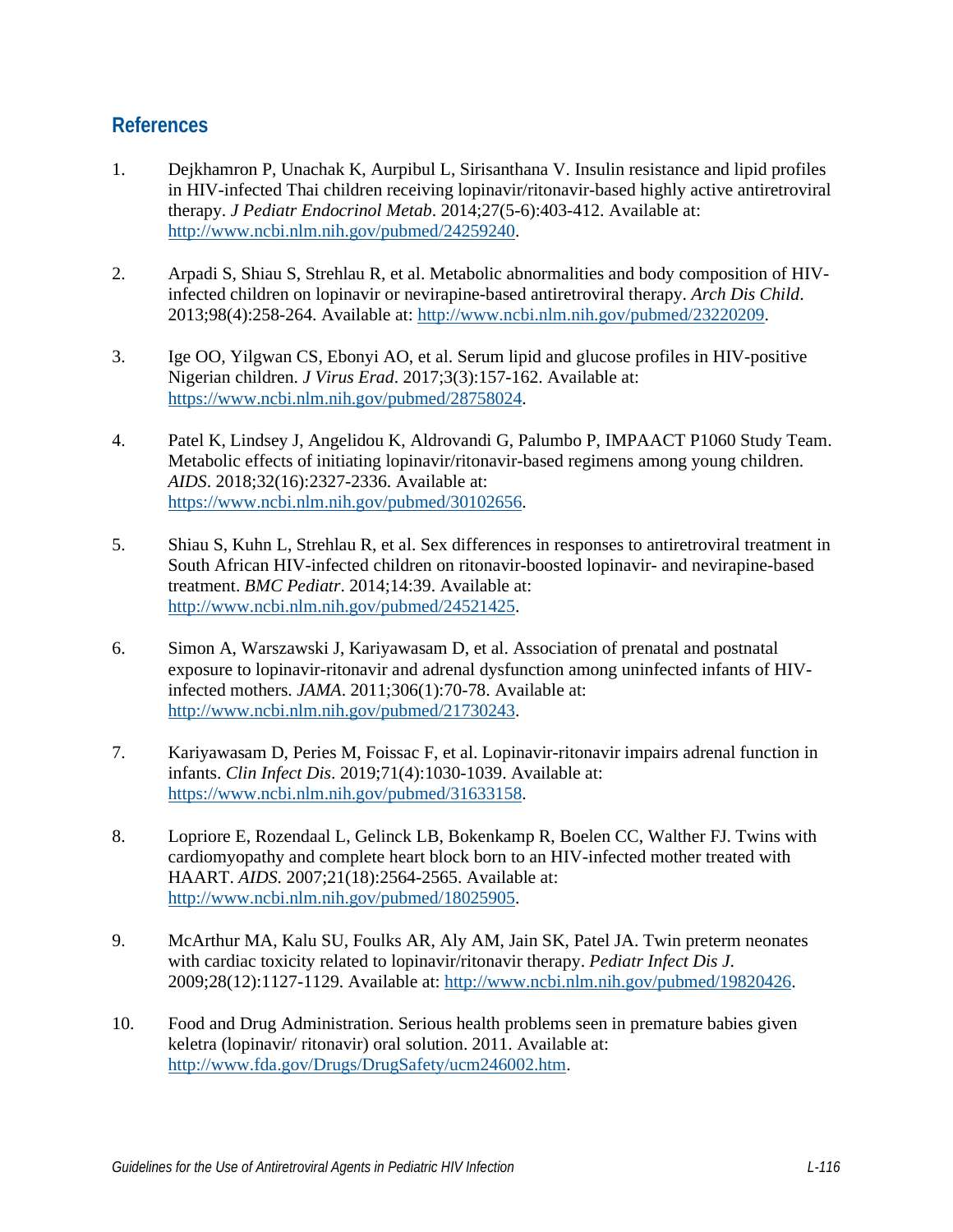## References

1. Dejkhamron P, Unachak K, Aurpibul L, Sirisanthana V. Insulin resistance and lipid profiles in HIV-infected Thai children receiving lopinavir/ritonavir-based highly active antiretroviral therapy. *J Pediatr Endocrinol Metab*. 2014;27(5-6):403-412. Available at: http://www.ncbi.nlm.nih.gov/pubmed/24259240.

2. Arpadi S, Shiau S, Strehlau R, et al. Metabolic abnormalities and body composition of HIV-infected children on lopinavir or nevirapine-based antiretroviral therapy. *Arch Dis Child*. 2013;98(4):258-264. Available at: http://www.ncbi.nlm.nih.gov/pubmed/23220209.

3. Ige OO, Yilgwan CS, Ebonyi AO, et al. Serum lipid and glucose profiles in HIV-positive Nigerian children. *J Virus Erad*. 2017;3(3):157-162. Available at: https://www.ncbi.nlm.nih.gov/pubmed/28758024.

4. Patel K, Lindsey J, Angelidou K, Aldrovandi G, Palumbo P, IMPAACT P1060 Study Team. Metabolic effects of initiating lopinavir/ritonavir-based regimens among young children. *AIDS*. 2018;32(16):2327-2336. Available at: https://www.ncbi.nlm.nih.gov/pubmed/30102656.

5. Shiau S, Kuhn L, Strehlau R, et al. Sex differences in responses to antiretroviral treatment in South African HIV-infected children on ritonavir-boosted lopinavir- and nevirapine-based treatment. *BMC Pediatr*. 2014;14:39. Available at: http://www.ncbi.nlm.nih.gov/pubmed/24521425.

6. Simon A, Warszawski J, Kariyawasam D, et al. Association of prenatal and postnatal exposure to lopinavir-ritonavir and adrenal dysfunction among uninfected infants of HIV-infected mothers. *JAMA*. 2011;306(1):70-78. Available at: http://www.ncbi.nlm.nih.gov/pubmed/21730243.

7. Kariyawasam D, Peries M, Foissac F, et al. Lopinavir-ritonavir impairs adrenal function in infants. *Clin Infect Dis*. 2019;71(4):1030-1039. Available at: https://www.ncbi.nlm.nih.gov/pubmed/31633158.

8. Lopriore E, Rozendaal L, Gelinck LB, Bokenkamp R, Boelen CC, Walther FJ. Twins with cardiomyopathy and complete heart block born to an HIV-infected mother treated with HAART. *AIDS*. 2007;21(18):2564-2565. Available at: http://www.ncbi.nlm.nih.gov/pubmed/18025905.

9. McArthur MA, Kalu SU, Foulks AR, Aly AM, Jain SK, Patel JA. Twin preterm neonates with cardiac toxicity related to lopinavir/ritonavir therapy. *Pediatr Infect Dis J*. 2009;28(12):1127-1129. Available at: http://www.ncbi.nlm.nih.gov/pubmed/19820426.

10. Food and Drug Administration. Serious health problems seen in premature babies given keletra (lopinavir/ ritonavir) oral solution. 2011. Available at: http://www.fda.gov/Drugs/DrugSafety/ucm246002.htm.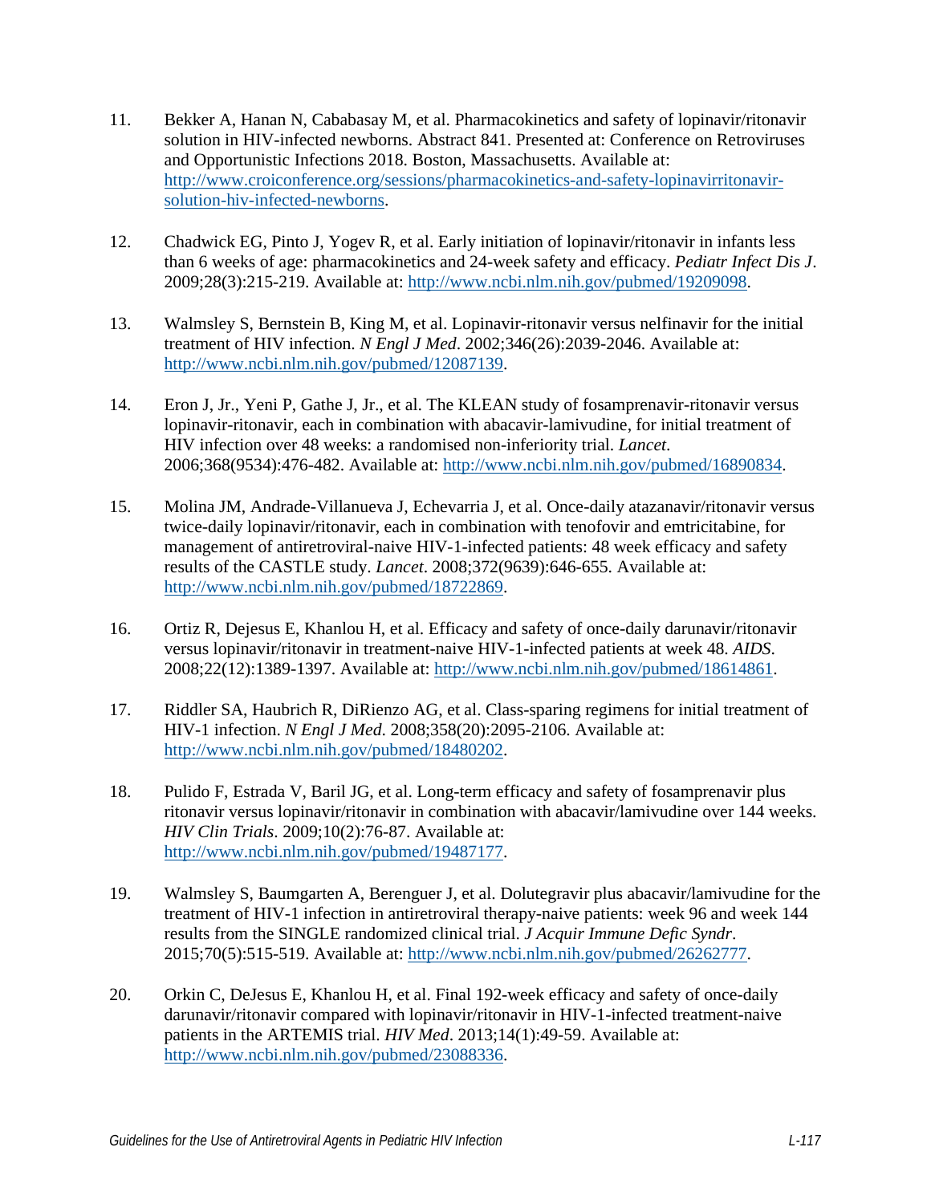11. Bekker A, Hanan N, Cababasay M, et al. Pharmacokinetics and safety of lopinavir/ritonavir solution in HIV-infected newborns. Abstract 841. Presented at: Conference on Retroviruses and Opportunistic Infections 2018. Boston, Massachusetts. Available at: http://www.croiconference.org/sessions/pharmacokinetics-and-safety-lopinavirritonavir-solution-hiv-infected-newborns.

12. Chadwick EG, Pinto J, Yogev R, et al. Early initiation of lopinavir/ritonavir in infants less than 6 weeks of age: pharmacokinetics and 24-week safety and efficacy. *Pediatr Infect Dis J*. 2009;28(3):215-219. Available at: http://www.ncbi.nlm.nih.gov/pubmed/19209098.

13. Walmsley S, Bernstein B, King M, et al. Lopinavir-ritonavir versus nelfinavir for the initial treatment of HIV infection. *N Engl J Med*. 2002;346(26):2039-2046. Available at: http://www.ncbi.nlm.nih.gov/pubmed/12087139.

14. Eron J, Jr., Yeni P, Gathe J, Jr., et al. The KLEAN study of fosamprenavir-ritonavir versus lopinavir-ritonavir, each in combination with abacavir-lamivudine, for initial treatment of HIV infection over 48 weeks: a randomised non-inferiority trial. *Lancet*. 2006;368(9534):476-482. Available at: http://www.ncbi.nlm.nih.gov/pubmed/16890834.

15. Molina JM, Andrade-Villanueva J, Echevarria J, et al. Once-daily atazanavir/ritonavir versus twice-daily lopinavir/ritonavir, each in combination with tenofovir and emtricitabine, for management of antiretroviral-naive HIV-1-infected patients: 48 week efficacy and safety results of the CASTLE study. *Lancet*. 2008;372(9639):646-655. Available at: http://www.ncbi.nlm.nih.gov/pubmed/18722869.

16. Ortiz R, Dejesus E, Khanlou H, et al. Efficacy and safety of once-daily darunavir/ritonavir versus lopinavir/ritonavir in treatment-naive HIV-1-infected patients at week 48. *AIDS*. 2008;22(12):1389-1397. Available at: http://www.ncbi.nlm.nih.gov/pubmed/18614861.

17. Riddler SA, Haubrich R, DiRienzo AG, et al. Class-sparing regimens for initial treatment of HIV-1 infection. *N Engl J Med*. 2008;358(20):2095-2106. Available at: http://www.ncbi.nlm.nih.gov/pubmed/18480202.

18. Pulido F, Estrada V, Baril JG, et al. Long-term efficacy and safety of fosamprenavir plus ritonavir versus lopinavir/ritonavir in combination with abacavir/lamivudine over 144 weeks. *HIV Clin Trials*. 2009;10(2):76-87. Available at: http://www.ncbi.nlm.nih.gov/pubmed/19487177.

19. Walmsley S, Baumgarten A, Berenguer J, et al. Dolutegravir plus abacavir/lamivudine for the treatment of HIV-1 infection in antiretroviral therapy-naive patients: week 96 and week 144 results from the SINGLE randomized clinical trial. *J Acquir Immune Defic Syndr*. 2015;70(5):515-519. Available at: http://www.ncbi.nlm.nih.gov/pubmed/26262777.

20. Orkin C, DeJesus E, Khanlou H, et al. Final 192-week efficacy and safety of once-daily darunavir/ritonavir compared with lopinavir/ritonavir in HIV-1-infected treatment-naive patients in the ARTEMIS trial. *HIV Med*. 2013;14(1):49-59. Available at: http://www.ncbi.nlm.nih.gov/pubmed/23088336.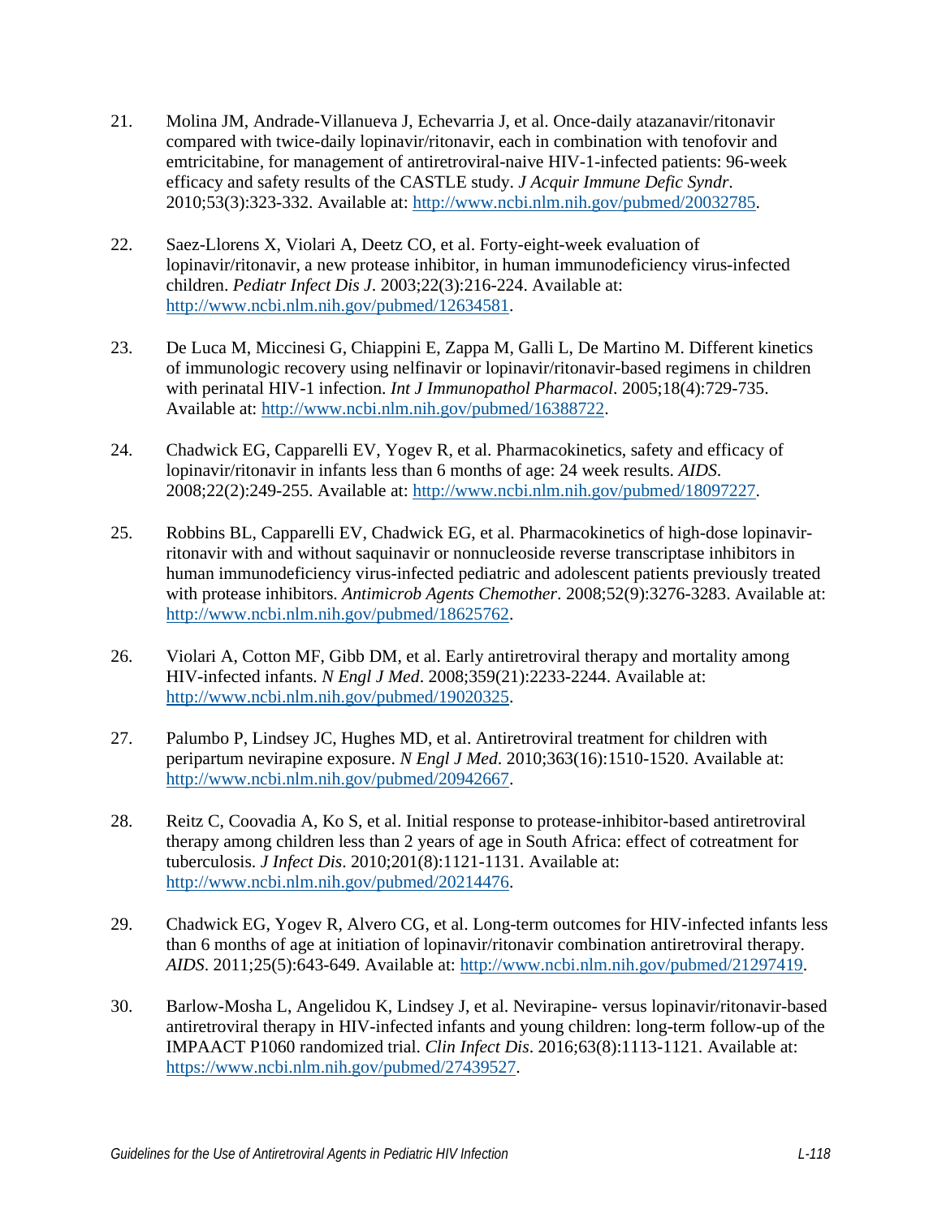21. Molina JM, Andrade-Villanueva J, Echevarria J, et al. Once-daily atazanavir/ritonavir compared with twice-daily lopinavir/ritonavir, each in combination with tenofovir and emtricitabine, for management of antiretroviral-naive HIV-1-infected patients: 96-week efficacy and safety results of the CASTLE study. *J Acquir Immune Defic Syndr*. 2010;53(3):323-332. Available at: http://www.ncbi.nlm.nih.gov/pubmed/20032785.

22. Saez-Llorens X, Violari A, Deetz CO, et al. Forty-eight-week evaluation of lopinavir/ritonavir, a new protease inhibitor, in human immunodeficiency virus-infected children. *Pediatr Infect Dis J*. 2003;22(3):216-224. Available at: http://www.ncbi.nlm.nih.gov/pubmed/12634581.

23. De Luca M, Miccinesi G, Chiappini E, Zappa M, Galli L, De Martino M. Different kinetics of immunologic recovery using nelfinavir or lopinavir/ritonavir-based regimens in children with perinatal HIV-1 infection. *Int J Immunopathol Pharmacol*. 2005;18(4):729-735. Available at: http://www.ncbi.nlm.nih.gov/pubmed/16388722.

24. Chadwick EG, Capparelli EV, Yogev R, et al. Pharmacokinetics, safety and efficacy of lopinavir/ritonavir in infants less than 6 months of age: 24 week results. *AIDS*. 2008;22(2):249-255. Available at: http://www.ncbi.nlm.nih.gov/pubmed/18097227.

25. Robbins BL, Capparelli EV, Chadwick EG, et al. Pharmacokinetics of high-dose lopinavir-ritonavir with and without saquinavir or nonnucleoside reverse transcriptase inhibitors in human immunodeficiency virus-infected pediatric and adolescent patients previously treated with protease inhibitors. *Antimicrob Agents Chemother*. 2008;52(9):3276-3283. Available at: http://www.ncbi.nlm.nih.gov/pubmed/18625762.

26. Violari A, Cotton MF, Gibb DM, et al. Early antiretroviral therapy and mortality among HIV-infected infants. *N Engl J Med*. 2008;359(21):2233-2244. Available at: http://www.ncbi.nlm.nih.gov/pubmed/19020325.

27. Palumbo P, Lindsey JC, Hughes MD, et al. Antiretroviral treatment for children with peripartum nevirapine exposure. *N Engl J Med*. 2010;363(16):1510-1520. Available at: http://www.ncbi.nlm.nih.gov/pubmed/20942667.

28. Reitz C, Coovadia A, Ko S, et al. Initial response to protease-inhibitor-based antiretroviral therapy among children less than 2 years of age in South Africa: effect of cotreatment for tuberculosis. *J Infect Dis*. 2010;201(8):1121-1131. Available at: http://www.ncbi.nlm.nih.gov/pubmed/20214476.

29. Chadwick EG, Yogev R, Alvero CG, et al. Long-term outcomes for HIV-infected infants less than 6 months of age at initiation of lopinavir/ritonavir combination antiretroviral therapy. *AIDS*. 2011;25(5):643-649. Available at: http://www.ncbi.nlm.nih.gov/pubmed/21297419.

30. Barlow-Mosha L, Angelidou K, Lindsey J, et al. Nevirapine- versus lopinavir/ritonavir-based antiretroviral therapy in HIV-infected infants and young children: long-term follow-up of the IMPAACT P1060 randomized trial. *Clin Infect Dis*. 2016;63(8):1113-1121. Available at: https://www.ncbi.nlm.nih.gov/pubmed/27439527.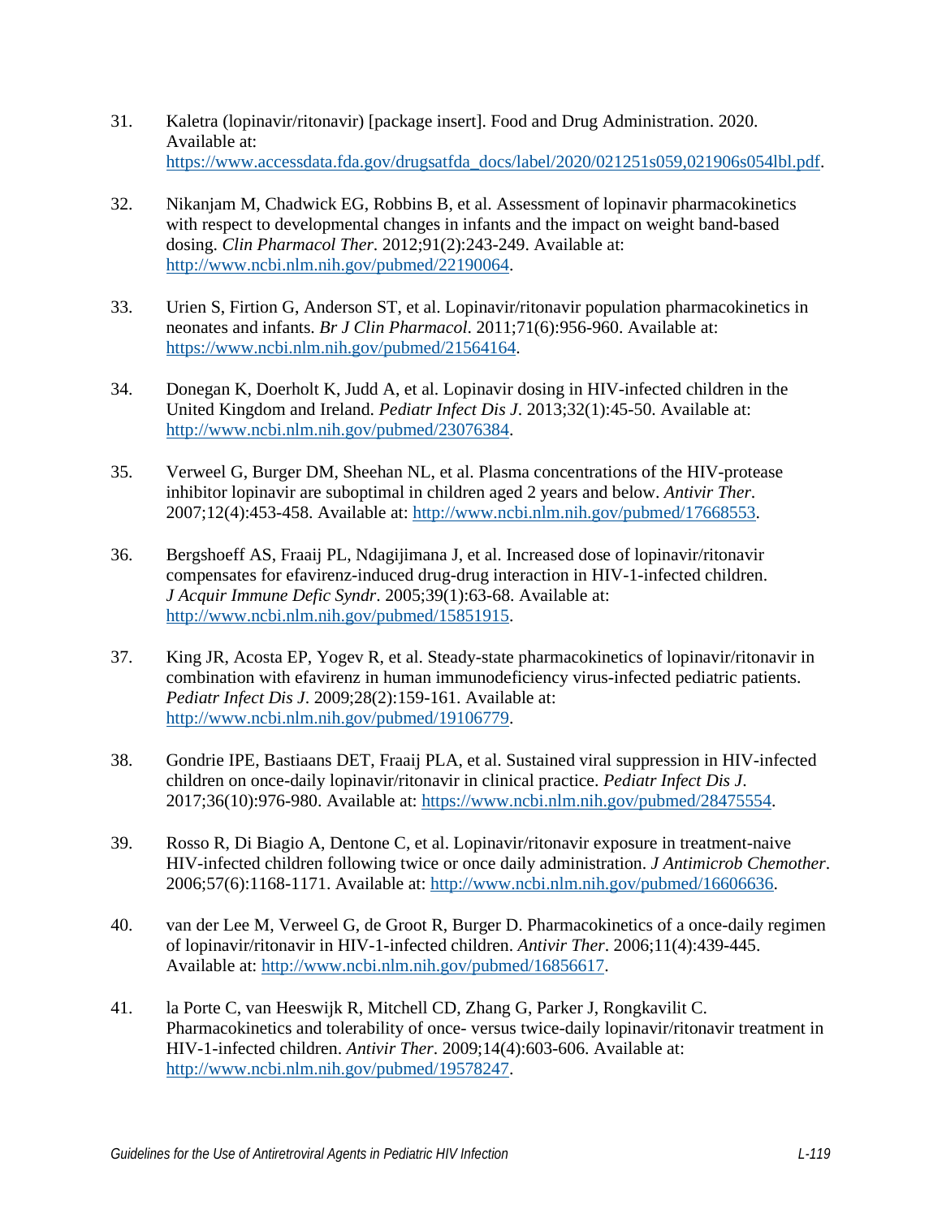31. Kaletra (lopinavir/ritonavir) [package insert]. Food and Drug Administration. 2020. Available at: https://www.accessdata.fda.gov/drugsatfda_docs/label/2020/021251s059,021906s054lbl.pdf.

32. Nikanjam M, Chadwick EG, Robbins B, et al. Assessment of lopinavir pharmacokinetics with respect to developmental changes in infants and the impact on weight band-based dosing. *Clin Pharmacol Ther*. 2012;91(2):243-249. Available at: http://www.ncbi.nlm.nih.gov/pubmed/22190064.

33. Urien S, Firtion G, Anderson ST, et al. Lopinavir/ritonavir population pharmacokinetics in neonates and infants. *Br J Clin Pharmacol*. 2011;71(6):956-960. Available at: https://www.ncbi.nlm.nih.gov/pubmed/21564164.

34. Donegan K, Doerholt K, Judd A, et al. Lopinavir dosing in HIV-infected children in the United Kingdom and Ireland. *Pediatr Infect Dis J*. 2013;32(1):45-50. Available at: http://www.ncbi.nlm.nih.gov/pubmed/23076384.

35. Verweel G, Burger DM, Sheehan NL, et al. Plasma concentrations of the HIV-protease inhibitor lopinavir are suboptimal in children aged 2 years and below. *Antivir Ther*. 2007;12(4):453-458. Available at: http://www.ncbi.nlm.nih.gov/pubmed/17668553.

36. Bergshoeff AS, Fraaij PL, Ndagijimana J, et al. Increased dose of lopinavir/ritonavir compensates for efavirenz-induced drug-drug interaction in HIV-1-infected children. *J Acquir Immune Defic Syndr*. 2005;39(1):63-68. Available at: http://www.ncbi.nlm.nih.gov/pubmed/15851915.

37. King JR, Acosta EP, Yogev R, et al. Steady-state pharmacokinetics of lopinavir/ritonavir in combination with efavirenz in human immunodeficiency virus-infected pediatric patients. *Pediatr Infect Dis J*. 2009;28(2):159-161. Available at: http://www.ncbi.nlm.nih.gov/pubmed/19106779.

38. Gondrie IPE, Bastiaans DET, Fraaij PLA, et al. Sustained viral suppression in HIV-infected children on once-daily lopinavir/ritonavir in clinical practice. *Pediatr Infect Dis J*. 2017;36(10):976-980. Available at: https://www.ncbi.nlm.nih.gov/pubmed/28475554.

39. Rosso R, Di Biagio A, Dentone C, et al. Lopinavir/ritonavir exposure in treatment-naive HIV-infected children following twice or once daily administration. *J Antimicrob Chemother*. 2006;57(6):1168-1171. Available at: http://www.ncbi.nlm.nih.gov/pubmed/16606636.

40. van der Lee M, Verweel G, de Groot R, Burger D. Pharmacokinetics of a once-daily regimen of lopinavir/ritonavir in HIV-1-infected children. *Antivir Ther*. 2006;11(4):439-445. Available at: http://www.ncbi.nlm.nih.gov/pubmed/16856617.

41. la Porte C, van Heeswijk R, Mitchell CD, Zhang G, Parker J, Rongkavilit C. Pharmacokinetics and tolerability of once- versus twice-daily lopinavir/ritonavir treatment in HIV-1-infected children. *Antivir Ther*. 2009;14(4):603-606. Available at: http://www.ncbi.nlm.nih.gov/pubmed/19578247.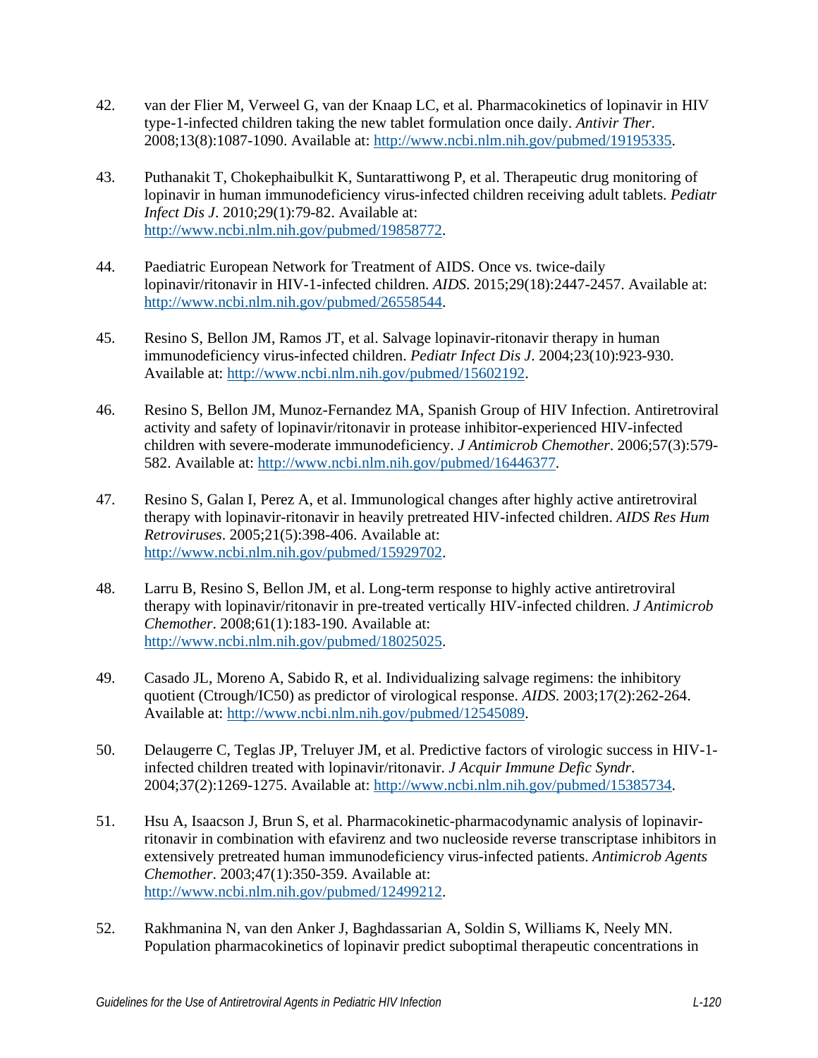42. van der Flier M, Verweel G, van der Knaap LC, et al. Pharmacokinetics of lopinavir in HIV type-1-infected children taking the new tablet formulation once daily. *Antivir Ther*. 2008;13(8):1087-1090. Available at: http://www.ncbi.nlm.nih.gov/pubmed/19195335.

43. Puthanakit T, Chokephaibulkit K, Suntarattiwong P, et al. Therapeutic drug monitoring of lopinavir in human immunodeficiency virus-infected children receiving adult tablets. *Pediatr Infect Dis J*. 2010;29(1):79-82. Available at: http://www.ncbi.nlm.nih.gov/pubmed/19858772.

44. Paediatric European Network for Treatment of AIDS. Once vs. twice-daily lopinavir/ritonavir in HIV-1-infected children. *AIDS*. 2015;29(18):2447-2457. Available at: http://www.ncbi.nlm.nih.gov/pubmed/26558544.

45. Resino S, Bellon JM, Ramos JT, et al. Salvage lopinavir-ritonavir therapy in human immunodeficiency virus-infected children. *Pediatr Infect Dis J*. 2004;23(10):923-930. Available at: http://www.ncbi.nlm.nih.gov/pubmed/15602192.

46. Resino S, Bellon JM, Munoz-Fernandez MA, Spanish Group of HIV Infection. Antiretroviral activity and safety of lopinavir/ritonavir in protease inhibitor-experienced HIV-infected children with severe-moderate immunodeficiency. *J Antimicrob Chemother*. 2006;57(3):579-582. Available at: http://www.ncbi.nlm.nih.gov/pubmed/16446377.

47. Resino S, Galan I, Perez A, et al. Immunological changes after highly active antiretroviral therapy with lopinavir-ritonavir in heavily pretreated HIV-infected children. *AIDS Res Hum Retroviruses*. 2005;21(5):398-406. Available at: http://www.ncbi.nlm.nih.gov/pubmed/15929702.

48. Larru B, Resino S, Bellon JM, et al. Long-term response to highly active antiretroviral therapy with lopinavir/ritonavir in pre-treated vertically HIV-infected children. *J Antimicrob Chemother*. 2008;61(1):183-190. Available at: http://www.ncbi.nlm.nih.gov/pubmed/18025025.

49. Casado JL, Moreno A, Sabido R, et al. Individualizing salvage regimens: the inhibitory quotient (Ctrough/IC50) as predictor of virological response. *AIDS*. 2003;17(2):262-264. Available at: http://www.ncbi.nlm.nih.gov/pubmed/12545089.

50. Delaugerre C, Teglas JP, Treluyer JM, et al. Predictive factors of virologic success in HIV-1-infected children treated with lopinavir/ritonavir. *J Acquir Immune Defic Syndr*. 2004;37(2):1269-1275. Available at: http://www.ncbi.nlm.nih.gov/pubmed/15385734.

51. Hsu A, Isaacson J, Brun S, et al. Pharmacokinetic-pharmacodynamic analysis of lopinavir-ritonavir in combination with efavirenz and two nucleoside reverse transcriptase inhibitors in extensively pretreated human immunodeficiency virus-infected patients. *Antimicrob Agents Chemother*. 2003;47(1):350-359. Available at: http://www.ncbi.nlm.nih.gov/pubmed/12499212.

52. Rakhmanina N, van den Anker J, Baghdassarian A, Soldin S, Williams K, Neely MN. Population pharmacokinetics of lopinavir predict suboptimal therapeutic concentrations in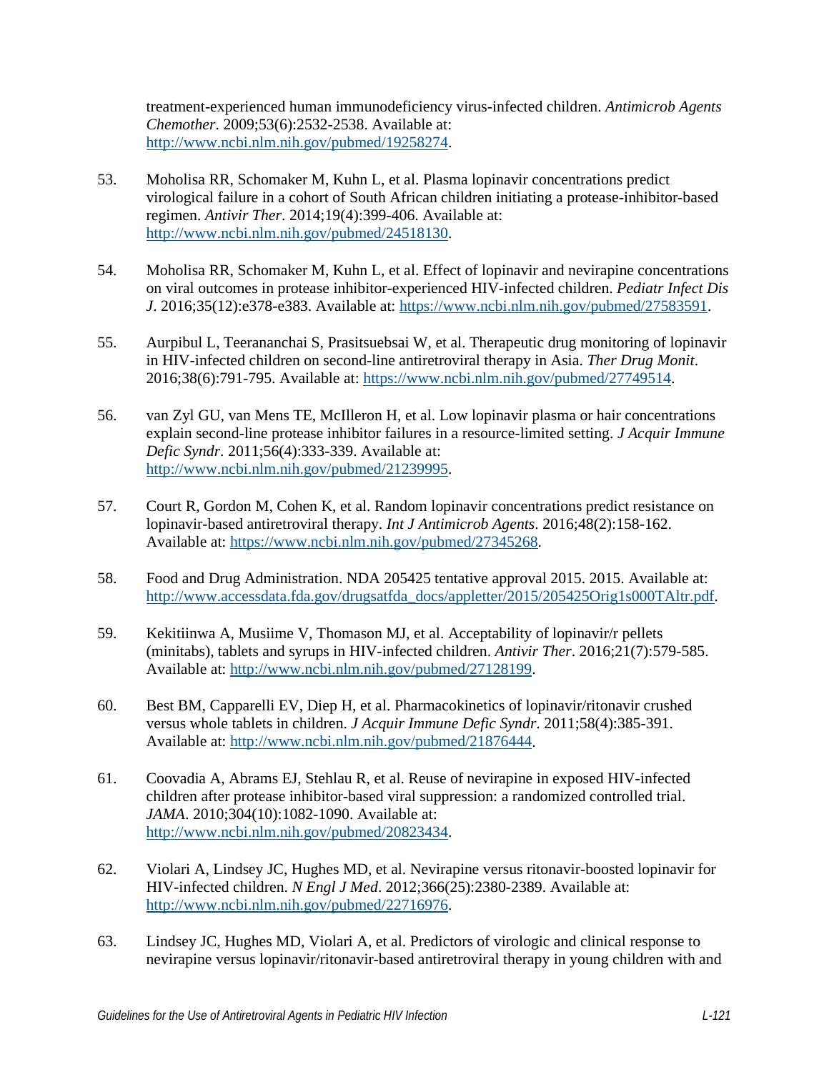treatment-experienced human immunodeficiency virus-infected children. *Antimicrob Agents Chemother*. 2009;53(6):2532-2538. Available at: http://www.ncbi.nlm.nih.gov/pubmed/19258274.

53. Moholisa RR, Schomaker M, Kuhn L, et al. Plasma lopinavir concentrations predict virological failure in a cohort of South African children initiating a protease-inhibitor-based regimen. *Antivir Ther*. 2014;19(4):399-406. Available at: http://www.ncbi.nlm.nih.gov/pubmed/24518130.

54. Moholisa RR, Schomaker M, Kuhn L, et al. Effect of lopinavir and nevirapine concentrations on viral outcomes in protease inhibitor-experienced HIV-infected children. *Pediatr Infect Dis J*. 2016;35(12):e378-e383. Available at: https://www.ncbi.nlm.nih.gov/pubmed/27583591.

55. Aurpibul L, Teeananchai S, Prasitsuebsai W, et al. Therapeutic drug monitoring of lopinavir in HIV-infected children on second-line antiretroviral therapy in Asia. *Ther Drug Monit*. 2016;38(6):791-795. Available at: https://www.ncbi.nlm.nih.gov/pubmed/27749514.

56. van Zyl GU, van Mens TE, McIlleron H, et al. Low lopinavir plasma or hair concentrations explain second-line protease inhibitor failures in a resource-limited setting. *J Acquir Immune Defic Syndr*. 2011;56(4):333-339. Available at: http://www.ncbi.nlm.nih.gov/pubmed/21239995.

57. Court R, Gordon M, Cohen K, et al. Random lopinavir concentrations predict resistance on lopinavir-based antiretroviral therapy. *Int J Antimicrob Agents*. 2016;48(2):158-162. Available at: https://www.ncbi.nlm.nih.gov/pubmed/27345268.

58. Food and Drug Administration. NDA 205425 tentative approval 2015. 2015. Available at: http://www.accessdata.fda.gov/drugsatfda_docs/appletter/2015/205425Orig1s000TAltr.pdf.

59. Kekitiinwa A, Musiime V, Thomason MJ, et al. Acceptability of lopinavir/r pellets (minitabs), tablets and syrups in HIV-infected children. *Antivir Ther*. 2016;21(7):579-585. Available at: http://www.ncbi.nlm.nih.gov/pubmed/27128199.

60. Best BM, Capparelli EV, Diep H, et al. Pharmacokinetics of lopinavir/ritonavir crushed versus whole tablets in children. *J Acquir Immune Defic Syndr*. 2011;58(4):385-391. Available at: http://www.ncbi.nlm.nih.gov/pubmed/21876444.

61. Coovadia A, Abrams EJ, Stehlau R, et al. Reuse of nevirapine in exposed HIV-infected children after protease inhibitor-based viral suppression: a randomized controlled trial. *JAMA*. 2010;304(10):1082-1090. Available at: http://www.ncbi.nlm.nih.gov/pubmed/20823434.

62. Violari A, Lindsey JC, Hughes MD, et al. Nevirapine versus ritonavir-boosted lopinavir for HIV-infected children. *N Engl J Med*. 2012;366(25):2380-2389. Available at: http://www.ncbi.nlm.nih.gov/pubmed/22716976.

63. Lindsey JC, Hughes MD, Violari A, et al. Predictors of virologic and clinical response to nevirapine versus lopinavir/ritonavir-based antiretroviral therapy in young children with and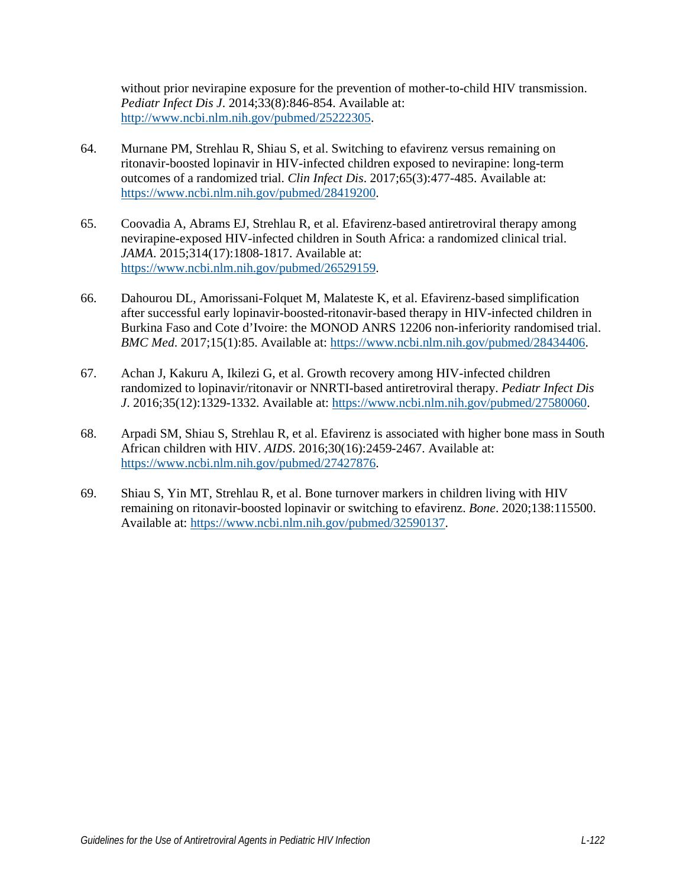without prior nevirapine exposure for the prevention of mother-to-child HIV transmission. *Pediatr Infect Dis J*. 2014;33(8):846-854. Available at: http://www.ncbi.nlm.nih.gov/pubmed/25222305.

64. Murnane PM, Strehlau R, Shiau S, et al. Switching to efavirenz versus remaining on ritonavir-boosted lopinavir in HIV-infected children exposed to nevirapine: long-term outcomes of a randomized trial. *Clin Infect Dis*. 2017;65(3):477-485. Available at: https://www.ncbi.nlm.nih.gov/pubmed/28419200.

65. Coovadia A, Abrams EJ, Strehlau R, et al. Efavirenz-based antiretroviral therapy among nevirapine-exposed HIV-infected children in South Africa: a randomized clinical trial. *JAMA*. 2015;314(17):1808-1817. Available at: https://www.ncbi.nlm.nih.gov/pubmed/26529159.

66. Dahourou DL, Amorissani-Folquet M, Malateste K, et al. Efavirenz-based simplification after successful early lopinavir-boosted-ritonavir-based therapy in HIV-infected children in Burkina Faso and Cote d'Ivoire: the MONOD ANRS 12206 non-inferiority randomised trial. *BMC Med*. 2017;15(1):85. Available at: https://www.ncbi.nlm.nih.gov/pubmed/28434406.

67. Achan J, Kakuru A, Ikilezi G, et al. Growth recovery among HIV-infected children randomized to lopinavir/ritonavir or NNRTI-based antiretroviral therapy. *Pediatr Infect Dis J*. 2016;35(12):1329-1332. Available at: https://www.ncbi.nlm.nih.gov/pubmed/27580060.

68. Arpadi SM, Shiau S, Strehlau R, et al. Efavirenz is associated with higher bone mass in South African children with HIV. *AIDS*. 2016;30(16):2459-2467. Available at: https://www.ncbi.nlm.nih.gov/pubmed/27427876.

69. Shiau S, Yin MT, Strehlau R, et al. Bone turnover markers in children living with HIV remaining on ritonavir-boosted lopinavir or switching to efavirenz. *Bone*. 2020;138:115500. Available at: https://www.ncbi.nlm.nih.gov/pubmed/32590137.